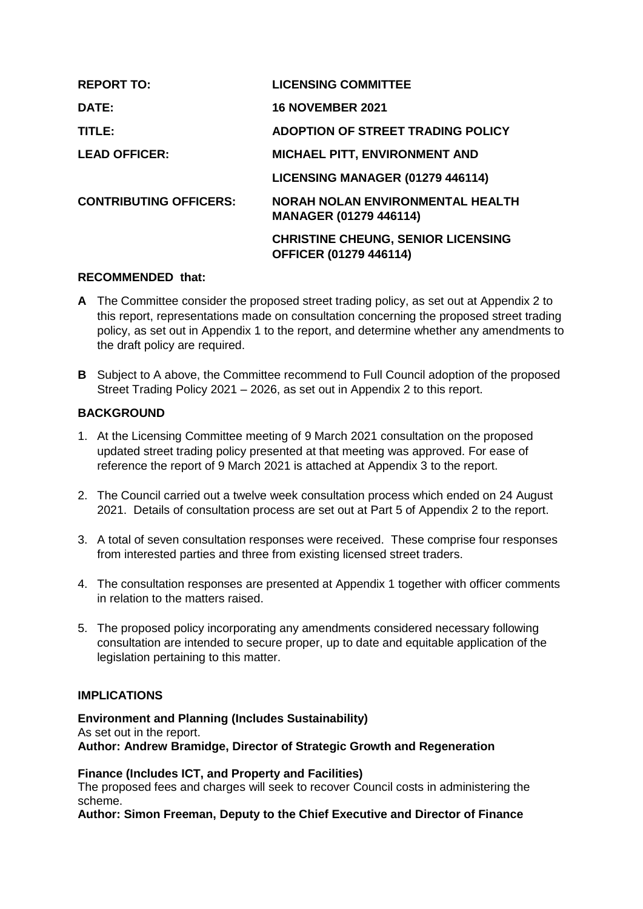| | |
|---|---|
| **REPORT TO:** | **LICENSING COMMITTEE** |
| **DATE:** | **16 NOVEMBER 2021** |
| **TITLE:** | **ADOPTION OF STREET TRADING POLICY** |
| **LEAD OFFICER:** | **MICHAEL PITT, ENVIRONMENT AND LICENSING MANAGER (01279 446114)** |
| **CONTRIBUTING OFFICERS:** | **NORAH NOLAN ENVIRONMENTAL HEALTH MANAGER (01279 446114)** |
| | **CHRISTINE CHEUNG, SENIOR LICENSING OFFICER (01279 446114)** |

**RECOMMENDED that:**

**A** The Committee consider the proposed street trading policy, as set out at Appendix 2 to this report, representations made on consultation concerning the proposed street trading policy, as set out in Appendix 1 to the report, and determine whether any amendments to the draft policy are required.

**B** Subject to A above, the Committee recommend to Full Council adoption of the proposed Street Trading Policy 2021 – 2026, as set out in Appendix 2 to this report.

**BACKGROUND**

1. At the Licensing Committee meeting of 9 March 2021 consultation on the proposed updated street trading policy presented at that meeting was approved. For ease of reference the report of 9 March 2021 is attached at Appendix 3 to the report.
2. The Council carried out a twelve week consultation process which ended on 24 August 2021. Details of consultation process are set out at Part 5 of Appendix 2 to the report.
3. A total of seven consultation responses were received. These comprise four responses from interested parties and three from existing licensed street traders.
4. The consultation responses are presented at Appendix 1 together with officer comments in relation to the matters raised.
5. The proposed policy incorporating any amendments considered necessary following consultation are intended to secure proper, up to date and equitable application of the legislation pertaining to this matter.

**IMPLICATIONS**

**Environment and Planning (Includes Sustainability)**
As set out in the report.
**Author: Andrew Bramidge, Director of Strategic Growth and Regeneration**

**Finance (Includes ICT, and Property and Facilities)**
The proposed fees and charges will seek to recover Council costs in administering the scheme.
**Author: Simon Freeman, Deputy to the Chief Executive and Director of Finance**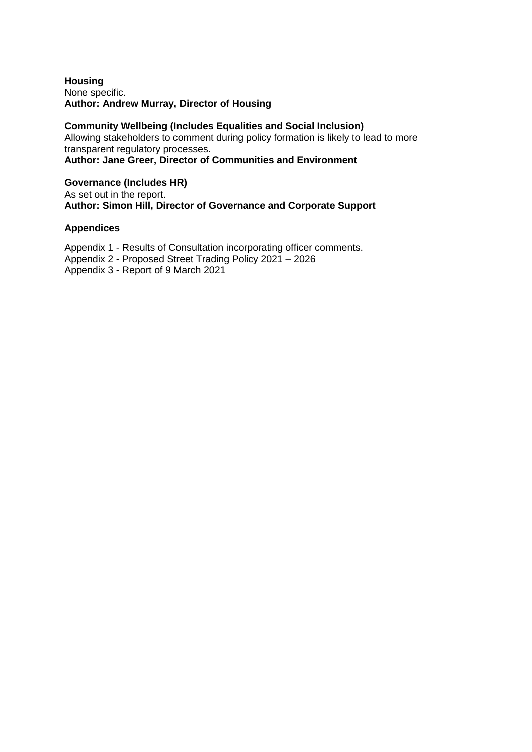**Housing**
None specific.
**Author: Andrew Murray, Director of Housing**

**Community Wellbeing (Includes Equalities and Social Inclusion)**
Allowing stakeholders to comment during policy formation is likely to lead to more transparent regulatory processes.
**Author: Jane Greer, Director of Communities and Environment**

**Governance (Includes HR)**
As set out in the report.
**Author: Simon Hill, Director of Governance and Corporate Support**

**Appendices**

Appendix 1 - Results of Consultation incorporating officer comments.
Appendix 2 - Proposed Street Trading Policy 2021 – 2026
Appendix 3 - Report of 9 March 2021